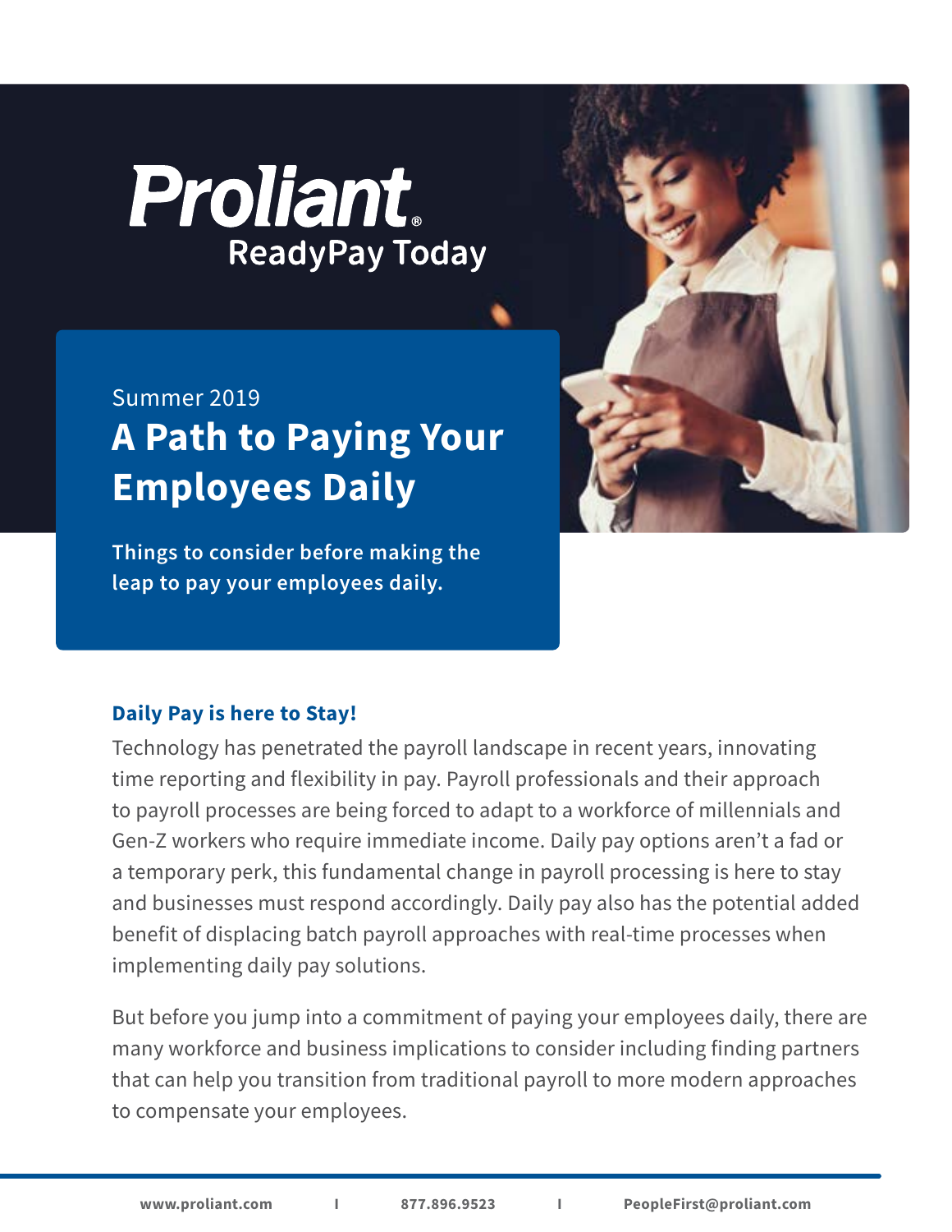Proliant® ReadyPay Today

Summer 2019

# A Path to Paying Your Employees Daily

**Things to consider before making the leap to pay your employees daily.**

## Daily Pay is here to Stay!

Technology has penetrated the payroll landscape in recent years, innovating time reporting and flexibility in pay. Payroll professionals and their approach to payroll processes are being forced to adapt to a workforce of millennials and Gen-Z workers who require immediate income. Daily pay options aren't a fad or a temporary perk, this fundamental change in payroll processing is here to stay and businesses must respond accordingly. Daily pay also has the potential added benefit of displacing batch payroll approaches with real-time processes when implementing daily pay solutions.

But before you jump into a commitment of paying your employees daily, there are many workforce and business implications to consider including finding partners that can help you transition from traditional payroll to more modern approaches to compensate your employees.

www.proliant.com | 877.896.9523 | PeopleFirst@proliant.com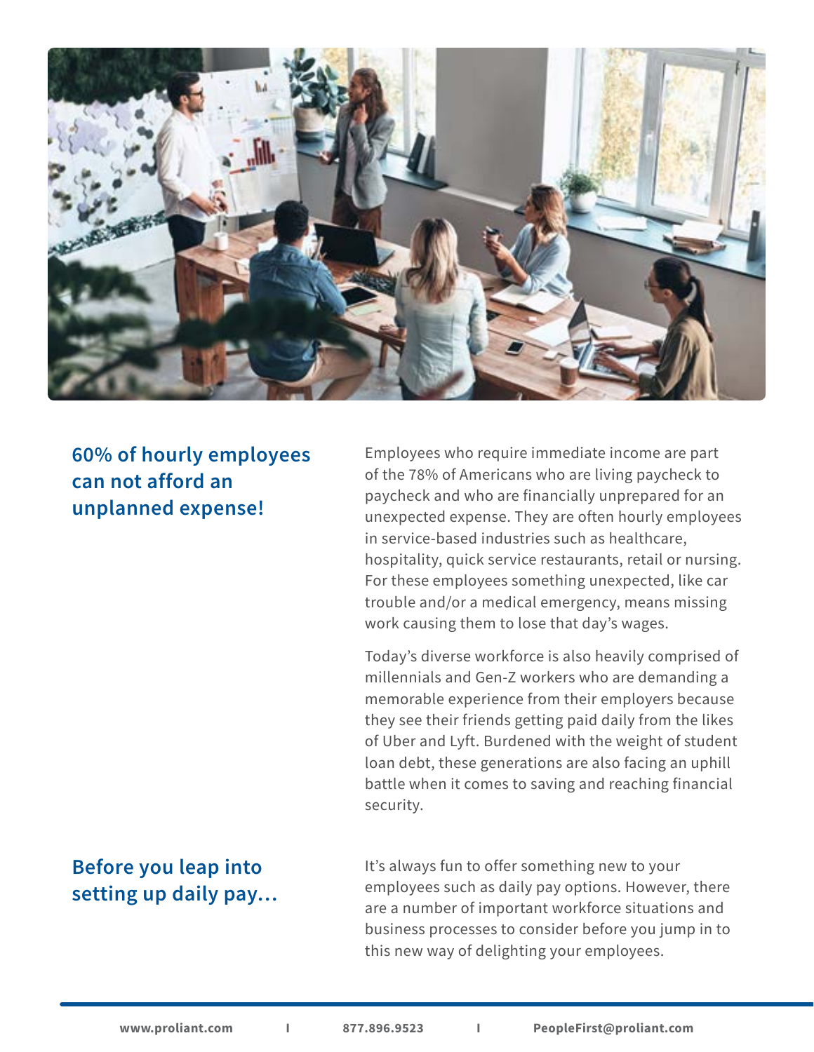## 60% of hourly employees can not afford an unplanned expense!

Employees who require immediate income are part of the 78% of Americans who are living paycheck to paycheck and who are financially unprepared for an unexpected expense. They are often hourly employees in service-based industries such as healthcare, hospitality, quick service restaurants, retail or nursing. For these employees something unexpected, like car trouble and/or a medical emergency, means missing work causing them to lose that day's wages.

Today's diverse workforce is also heavily comprised of millennials and Gen-Z workers who are demanding a memorable experience from their employers because they see their friends getting paid daily from the likes of Uber and Lyft. Burdened with the weight of student loan debt, these generations are also facing an uphill battle when it comes to saving and reaching financial security.

## Before you leap into setting up daily pay…

It's always fun to offer something new to your employees such as daily pay options. However, there are a number of important workforce situations and business processes to consider before you jump in to this new way of delighting your employees.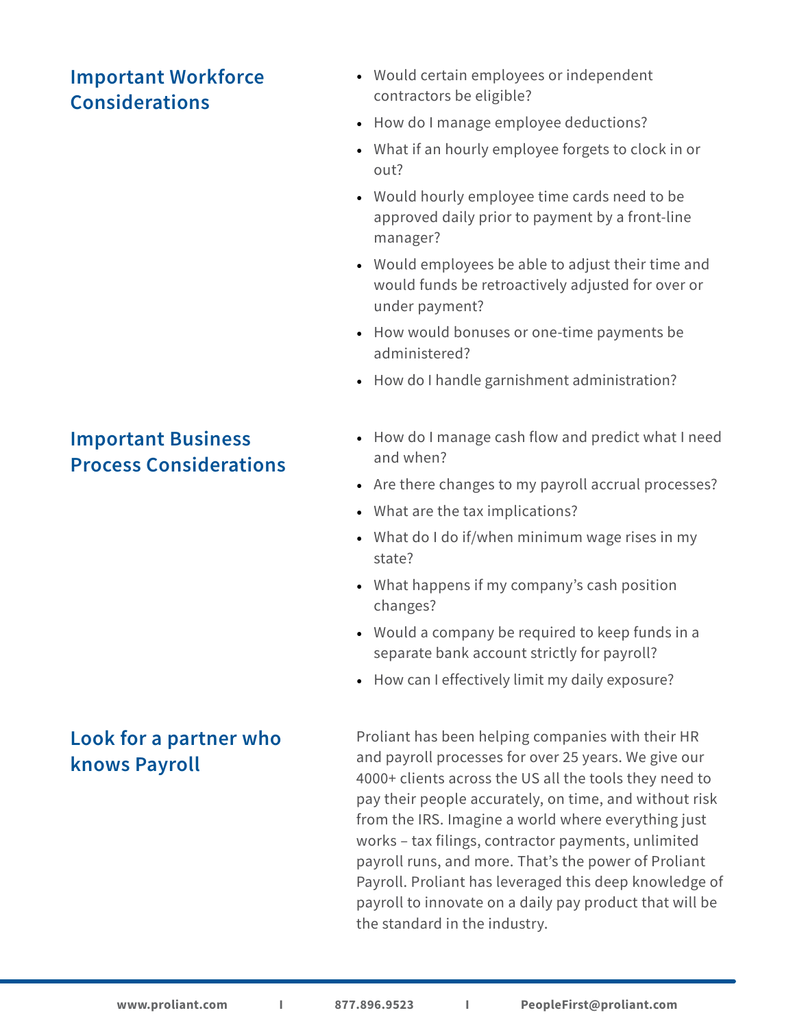## Important Workforce Considerations

- Would certain employees or independent contractors be eligible?
- How do I manage employee deductions?
- What if an hourly employee forgets to clock in or out?
- Would hourly employee time cards need to be approved daily prior to payment by a front-line manager?
- Would employees be able to adjust their time and would funds be retroactively adjusted for over or under payment?
- How would bonuses or one-time payments be administered?
- How do I handle garnishment administration?

## Important Business Process Considerations

- How do I manage cash flow and predict what I need and when?
- Are there changes to my payroll accrual processes?
- What are the tax implications?
- What do I do if/when minimum wage rises in my state?
- What happens if my company's cash position changes?
- Would a company be required to keep funds in a separate bank account strictly for payroll?
- How can I effectively limit my daily exposure?

## Look for a partner who knows Payroll

Proliant has been helping companies with their HR and payroll processes for over 25 years. We give our 4000+ clients across the US all the tools they need to pay their people accurately, on time, and without risk from the IRS. Imagine a world where everything just works – tax filings, contractor payments, unlimited payroll runs, and more. That's the power of Proliant Payroll. Proliant has leveraged this deep knowledge of payroll to innovate on a daily pay product that will be the standard in the industry.

**www.proliant.com** | **877.896.9523** | **PeopleFirst@proliant.com**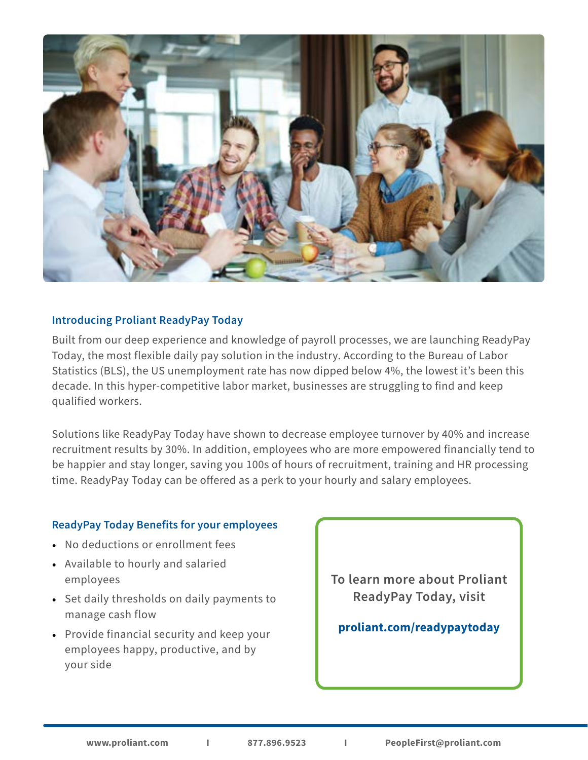## Introducing Proliant ReadyPay Today

Built from our deep experience and knowledge of payroll processes, we are launching ReadyPay Today, the most flexible daily pay solution in the industry. According to the Bureau of Labor Statistics (BLS), the US unemployment rate has now dipped below 4%, the lowest it's been this decade. In this hyper-competitive labor market, businesses are struggling to find and keep qualified workers.

Solutions like ReadyPay Today have shown to decrease employee turnover by 40% and increase recruitment results by 30%. In addition, employees who are more empowered financially tend to be happier and stay longer, saving you 100s of hours of recruitment, training and HR processing time. ReadyPay Today can be offered as a perk to your hourly and salary employees.

## ReadyPay Today Benefits for your employees

- No deductions or enrollment fees
- Available to hourly and salaried employees
- Set daily thresholds on daily payments to manage cash flow
- Provide financial security and keep your employees happy, productive, and by your side

To learn more about Proliant ReadyPay Today, visit

**proliant.com/readypaytoday**

www.proliant.com | 877.896.9523 | PeopleFirst@proliant.com